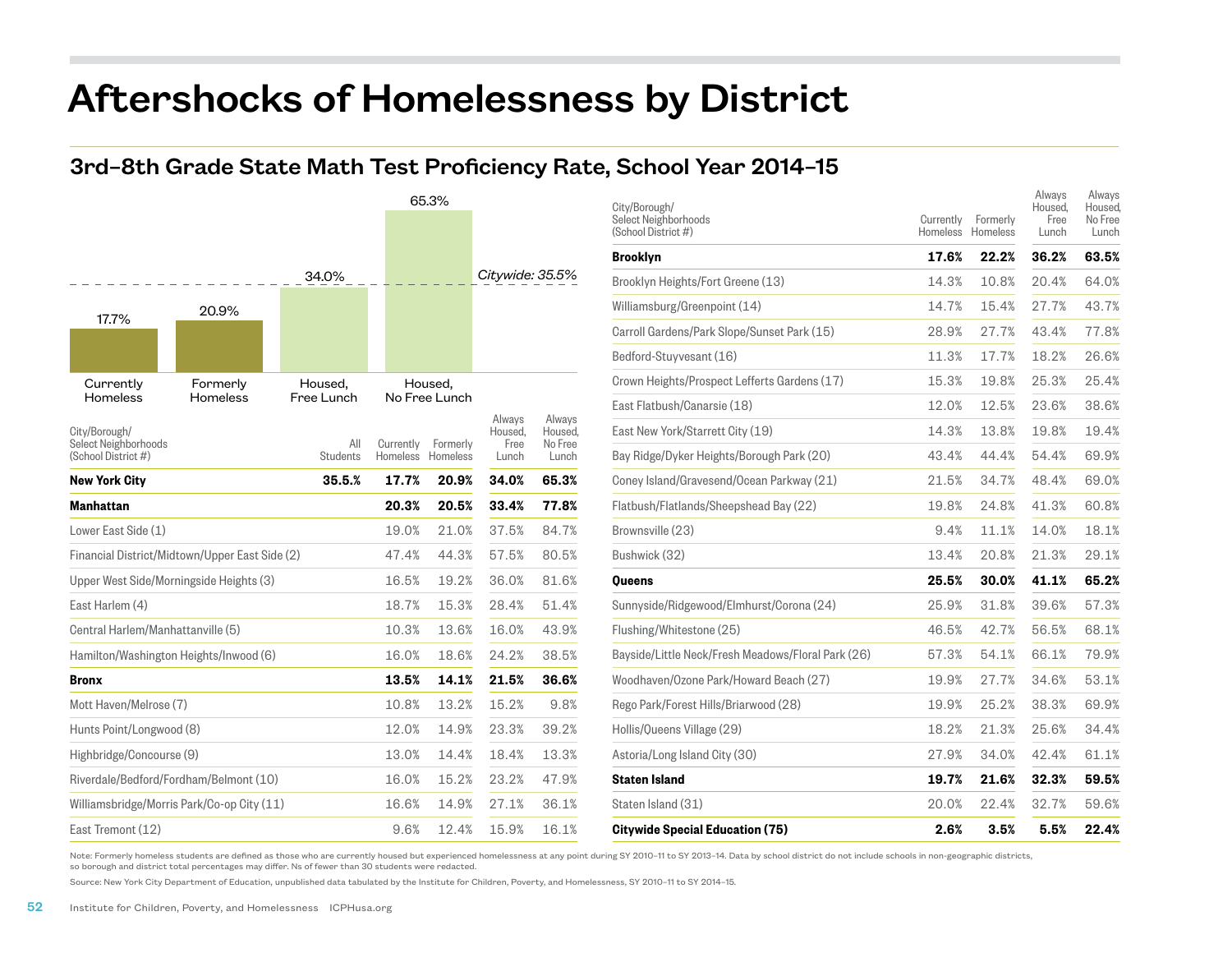# Aftershocks of Homelessness by District

## 3rd–8th Grade State Math Test Proficiency Rate, School Year 2014–15

| Currently Homeless | Formerly Homeless | Housed, Free Lunch | Housed, No Free Lunch |
|---|---|---|---|
| 17.7% | 20.9% | 34.0% | 65.3% |

*Citywide: 35.5%*

| City/Borough/ Select Neighborhoods (School District #) | All Students | Currently Homeless | Formerly Homeless | Always Housed, Free Lunch | Always Housed, No Free Lunch |
|---|---|---|---|---|---|
| **New York City** | **35.5%** | **17.7%** | **20.9%** | **34.0%** | **65.3%** |
| **Manhattan** | | **20.3%** | **20.5%** | **33.4%** | **77.8%** |
| Lower East Side (1) | | 19.0% | 21.0% | 37.5% | 84.7% |
| Financial District/Midtown/Upper East Side (2) | | 47.4% | 44.3% | 57.5% | 80.5% |
| Upper West Side/Morningside Heights (3) | | 16.5% | 19.2% | 36.0% | 81.6% |
| East Harlem (4) | | 18.7% | 15.3% | 28.4% | 51.4% |
| Central Harlem/Manhattanville (5) | | 10.3% | 13.6% | 16.0% | 43.9% |
| Hamilton/Washington Heights/Inwood (6) | | 16.0% | 18.6% | 24.2% | 38.5% |
| **Bronx** | | **13.5%** | **14.1%** | **21.5%** | **36.6%** |
| Mott Haven/Melrose (7) | | 10.8% | 13.2% | 15.2% | 9.8% |
| Hunts Point/Longwood (8) | | 12.0% | 14.9% | 23.3% | 39.2% |
| Highbridge/Concourse (9) | | 13.0% | 14.4% | 18.4% | 13.3% |
| Riverdale/Bedford/Fordham/Belmont (10) | | 16.0% | 15.2% | 23.2% | 47.9% |
| Williamsbridge/Morris Park/Co-op City (11) | | 16.6% | 14.9% | 27.1% | 36.1% |
| East Tremont (12) | | 9.6% | 12.4% | 15.9% | 16.1% |

| City/Borough/ Select Neighborhoods (School District #) | Currently Homeless | Formerly Homeless | Always Housed, Free Lunch | Always Housed, No Free Lunch |
|---|---|---|---|---|
| **Brooklyn** | **17.6%** | **22.2%** | **36.2%** | **63.5%** |
| Brooklyn Heights/Fort Greene (13) | 14.3% | 10.8% | 20.4% | 64.0% |
| Williamsburg/Greenpoint (14) | 14.7% | 15.4% | 27.7% | 43.7% |
| Carroll Gardens/Park Slope/Sunset Park (15) | 28.9% | 27.7% | 43.4% | 77.8% |
| Bedford-Stuyvesant (16) | 11.3% | 17.7% | 18.2% | 26.6% |
| Crown Heights/Prospect Lefferts Gardens (17) | 15.3% | 19.8% | 25.3% | 25.4% |
| East Flatbush/Canarsie (18) | 12.0% | 12.5% | 23.6% | 38.6% |
| East New York/Starrett City (19) | 14.3% | 13.8% | 19.8% | 19.4% |
| Bay Ridge/Dyker Heights/Borough Park (20) | 43.4% | 44.4% | 54.4% | 69.9% |
| Coney Island/Gravesend/Ocean Parkway (21) | 21.5% | 34.7% | 48.4% | 69.0% |
| Flatbush/Flatlands/Sheepshead Bay (22) | 19.8% | 24.8% | 41.3% | 60.8% |
| Brownsville (23) | 9.4% | 11.1% | 14.0% | 18.1% |
| Bushwick (32) | 13.4% | 20.8% | 21.3% | 29.1% |
| **Queens** | **25.5%** | **30.0%** | **41.1%** | **65.2%** |
| Sunnyside/Ridgewood/Elmhurst/Corona (24) | 25.9% | 31.8% | 39.6% | 57.3% |
| Flushing/Whitestone (25) | 46.5% | 42.7% | 56.5% | 68.1% |
| Bayside/Little Neck/Fresh Meadows/Floral Park (26) | 57.3% | 54.1% | 66.1% | 79.9% |
| Woodhaven/Ozone Park/Howard Beach (27) | 19.9% | 27.7% | 34.6% | 53.1% |
| Rego Park/Forest Hills/Briarwood (28) | 19.9% | 25.2% | 38.3% | 69.9% |
| Hollis/Queens Village (29) | 18.2% | 21.3% | 25.6% | 34.4% |
| Astoria/Long Island City (30) | 27.9% | 34.0% | 42.4% | 61.1% |
| **Staten Island** | **19.7%** | **21.6%** | **32.3%** | **59.5%** |
| Staten Island (31) | 20.0% | 22.4% | 32.7% | 59.6% |
| **Citywide Special Education (75)** | **2.6%** | **3.5%** | **5.5%** | **22.4%** |

Note: Formerly homeless students are defined as those who are currently housed but experienced homelessness at any point during SY 2010–11 to SY 2013–14. Data by school district do not include schools in non-geographic districts, so borough and district total percentages may differ. Ns of fewer than 30 students were redacted.

Source: New York City Department of Education, unpublished data tabulated by the Institute for Children, Poverty, and Homelessness, SY 2010–11 to SY 2014–15.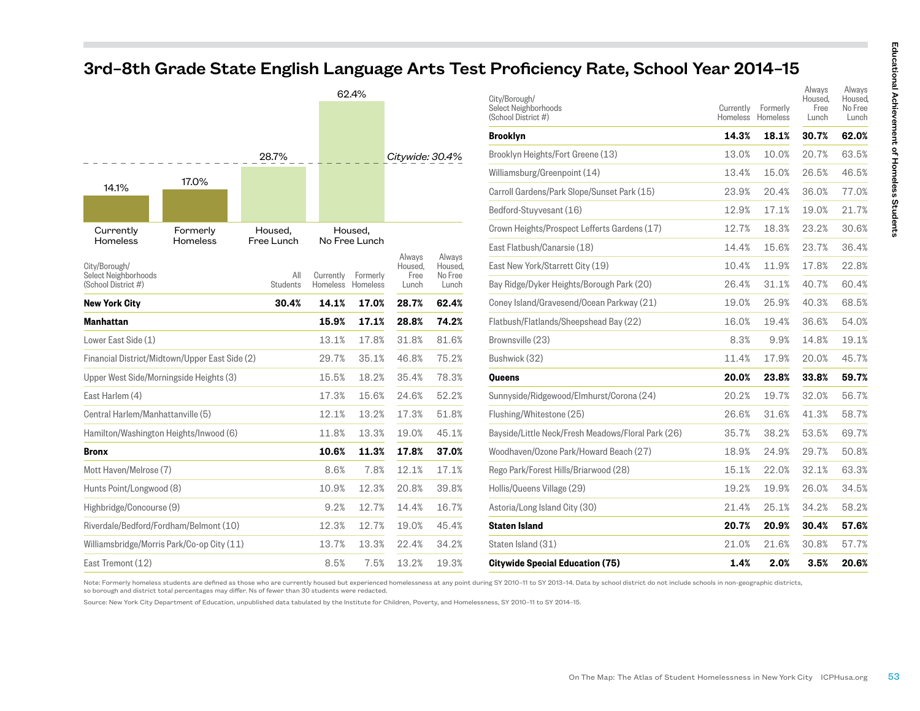# 3rd–8th Grade State English Language Arts Test Proficiency Rate, School Year 2014–15

14.1%
Currently Homeless

17.0%
Formerly Homeless

28.7%
Housed, Free Lunch

62.4%
Housed, No Free Lunch

Citywide: 30.4%

| City/Borough/ Select Neighborhoods (School District #) | All Students | Currently Homeless | Formerly Homeless | Always Housed, Free Lunch | Always Housed, No Free Lunch |
|---|---|---|---|---|---|
| **New York City** | **30.4%** | **14.1%** | **17.0%** | **28.7%** | **62.4%** |
| **Manhattan** | | **15.9%** | **17.1%** | **28.8%** | **74.2%** |
| Lower East Side (1) | | 13.1% | 17.8% | 31.8% | 81.6% |
| Financial District/Midtown/Upper East Side (2) | | 29.7% | 35.1% | 46.8% | 75.2% |
| Upper West Side/Morningside Heights (3) | | 15.5% | 18.2% | 35.4% | 78.3% |
| East Harlem (4) | | 17.3% | 15.6% | 24.6% | 52.2% |
| Central Harlem/Manhattanville (5) | | 12.1% | 13.2% | 17.3% | 51.8% |
| Hamilton/Washington Heights/Inwood (6) | | 11.8% | 13.3% | 19.0% | 45.1% |
| **Bronx** | | **10.6%** | **11.3%** | **17.8%** | **37.0%** |
| Mott Haven/Melrose (7) | | 8.6% | 7.8% | 12.1% | 17.1% |
| Hunts Point/Longwood (8) | | 10.9% | 12.3% | 20.8% | 39.8% |
| Highbridge/Concourse (9) | | 9.2% | 12.7% | 14.4% | 16.7% |
| Riverdale/Bedford/Fordham/Belmont (10) | | 12.3% | 12.7% | 19.0% | 45.4% |
| Williamsbridge/Morris Park/Co-op City (11) | | 13.7% | 13.3% | 22.4% | 34.2% |
| East Tremont (12) | | 8.5% | 7.5% | 13.2% | 19.3% |

| City/Borough/ Select Neighborhoods (School District #) | Currently Homeless | Formerly Homeless | Always Housed, Free Lunch | Always Housed, No Free Lunch |
|---|---|---|---|---|
| **Brooklyn** | **14.3%** | **18.1%** | **30.7%** | **62.0%** |
| Brooklyn Heights/Fort Greene (13) | 13.0% | 10.0% | 20.7% | 63.5% |
| Williamsburg/Greenpoint (14) | 13.4% | 15.0% | 26.5% | 46.5% |
| Carroll Gardens/Park Slope/Sunset Park (15) | 23.9% | 20.4% | 36.0% | 77.0% |
| Bedford-Stuyvesant (16) | 12.9% | 17.1% | 19.0% | 21.7% |
| Crown Heights/Prospect Lefferts Gardens (17) | 12.7% | 18.3% | 23.2% | 30.6% |
| East Flatbush/Canarsie (18) | 14.4% | 15.6% | 23.7% | 36.4% |
| East New York/Starrett City (19) | 10.4% | 11.9% | 17.8% | 22.8% |
| Bay Ridge/Dyker Heights/Borough Park (20) | 26.4% | 31.1% | 40.7% | 60.4% |
| Coney Island/Gravesend/Ocean Parkway (21) | 19.0% | 25.9% | 40.3% | 68.5% |
| Flatbush/Flatlands/Sheepshead Bay (22) | 16.0% | 19.4% | 36.6% | 54.0% |
| Brownsville (23) | 8.3% | 9.9% | 14.8% | 19.1% |
| Bushwick (32) | 11.4% | 17.9% | 20.0% | 45.7% |
| **Queens** | **20.0%** | **23.8%** | **33.8%** | **59.7%** |
| Sunnyside/Ridgewood/Elmhurst/Corona (24) | 20.2% | 19.7% | 32.0% | 56.7% |
| Flushing/Whitestone (25) | 26.6% | 31.6% | 41.3% | 58.7% |
| Bayside/Little Neck/Fresh Meadows/Floral Park (26) | 35.7% | 38.2% | 53.5% | 69.7% |
| Woodhaven/Ozone Park/Howard Beach (27) | 18.9% | 24.9% | 29.7% | 50.8% |
| Rego Park/Forest Hills/Briarwood (28) | 15.1% | 22.0% | 32.1% | 63.3% |
| Hollis/Queens Village (29) | 19.2% | 19.9% | 26.0% | 34.5% |
| Astoria/Long Island City (30) | 21.4% | 25.1% | 34.2% | 58.2% |
| **Staten Island** | **20.7%** | **20.9%** | **30.4%** | **57.6%** |
| Staten Island (31) | 21.0% | 21.6% | 30.8% | 57.7% |
| **Citywide Special Education (75)** | **1.4%** | **2.0%** | **3.5%** | **20.6%** |

Note: Formerly homeless students are defined as those who are currently housed but experienced homelessness at any point during SY 2010–11 to SY 2013–14. Data by school district do not include schools in non-geographic districts, so borough and district total percentages may differ. Ns of fewer than 30 students were redacted.

Source: New York City Department of Education, unpublished data tabulated by the Institute for Children, Poverty, and Homelessness, SY 2010–11 to SY 2014–15.